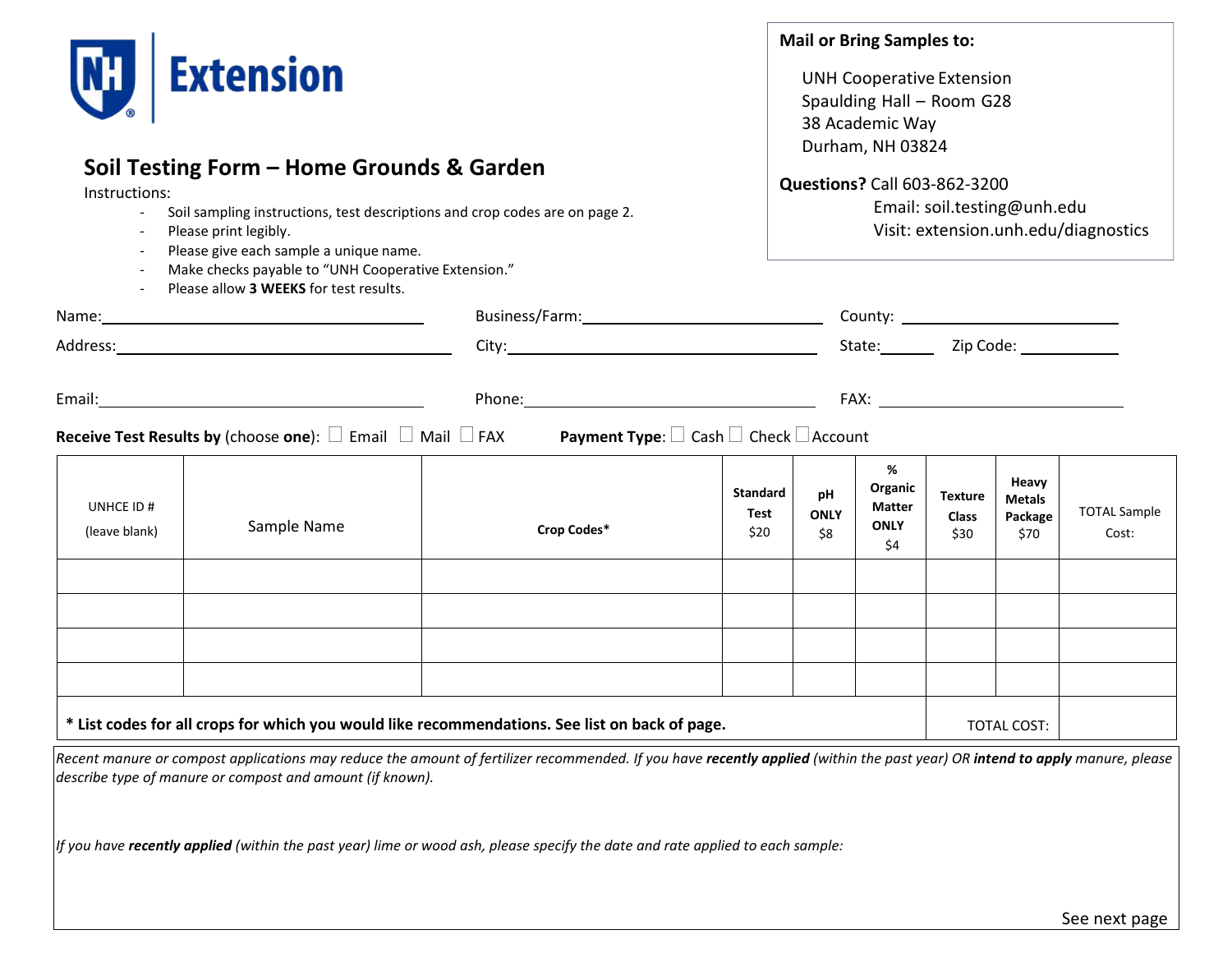UNH Extension

**Mail or Bring Samples to:**

UNH Cooperative Extension
Spaulding Hall – Room G28
38 Academic Way
Durham, NH 03824

**Questions?** Call 603-862-3200
Email: soil.testing@unh.edu
Visit: extension.unh.edu/diagnostics

## Soil Testing Form – Home Grounds & Garden

Instructions:

- Soil sampling instructions, test descriptions and crop codes are on page 2.
- Please print legibly.
- Please give each sample a unique name.
- Make checks payable to "UNH Cooperative Extension."
- Please allow **3 WEEKS** for test results.

Name: ____________________ Business/Farm: ____________________ County: ____________________

Address: ____________________ City: ____________________ State: ________ Zip Code: ____________

Email: ____________________ Phone: ____________________ FAX: ____________________

**Receive Test Results by** (choose **one**): ☐ Email ☐ Mail ☐ FAX **Payment Type**: ☐ Cash ☐ Check ☐ Account

| UNHCE ID # (leave blank) | Sample Name | Crop Codes* | Standard Test $20 | pH ONLY $8 | % Organic Matter ONLY $4 | Texture Class $30 | Heavy Metals Package $70 | TOTAL Sample Cost: |
|---|---|---|---|---|---|---|---|---|
| | | | | | | | | |
| | | | | | | | | |
| | | | | | | | | |
| | | | | | | | | |
| **\* List codes for all crops for which you would like recommendations. See list on back of page.** | | | | | | | TOTAL COST: | |

*Recent manure or compost applications may reduce the amount of fertilizer recommended. If you have **recently applied** (within the past year) OR **intend to apply** manure, please describe type of manure or compost and amount (if known).*

*If you have **recently applied** (within the past year) lime or wood ash, please specify the date and rate applied to each sample:*

See next page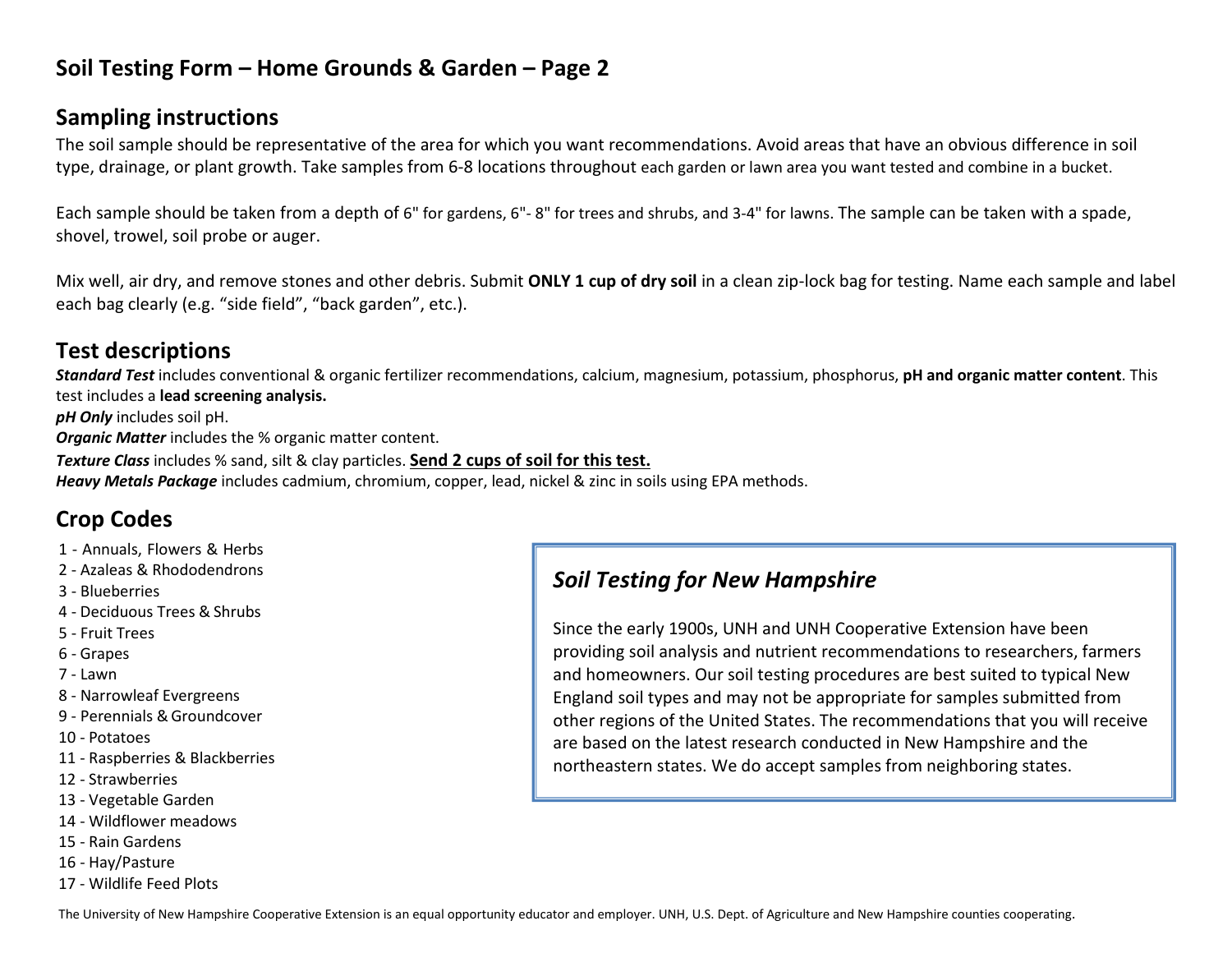# Soil Testing Form – Home Grounds & Garden – Page 2

## Sampling instructions

The soil sample should be representative of the area for which you want recommendations. Avoid areas that have an obvious difference in soil type, drainage, or plant growth. Take samples from 6-8 locations throughout each garden or lawn area you want tested and combine in a bucket.

Each sample should be taken from a depth of 6" for gardens, 6"- 8" for trees and shrubs, and 3-4" for lawns. The sample can be taken with a spade, shovel, trowel, soil probe or auger.

Mix well, air dry, and remove stones and other debris. Submit **ONLY 1 cup of dry soil** in a clean zip-lock bag for testing. Name each sample and label each bag clearly (e.g. "side field", "back garden", etc.).

## Test descriptions

***Standard Test*** includes conventional & organic fertilizer recommendations, calcium, magnesium, potassium, phosphorus, **pH and organic matter content**. This test includes a **lead screening analysis.**

***pH Only*** includes soil pH.

***Organic Matter*** includes the % organic matter content.

***Texture Class*** includes % sand, silt & clay particles. **<u>Send 2 cups of soil for this test.</u>**

***Heavy Metals Package*** includes cadmium, chromium, copper, lead, nickel & zinc in soils using EPA methods.

## Crop Codes

1 - Annuals, Flowers & Herbs
2 - Azaleas & Rhododendrons
3 - Blueberries
4 - Deciduous Trees & Shrubs
5 - Fruit Trees
6 - Grapes
7 - Lawn
8 - Narrowleaf Evergreens
9 - Perennials & Groundcover
10 - Potatoes
11 - Raspberries & Blackberries
12 - Strawberries
13 - Vegetable Garden
14 - Wildflower meadows
15 - Rain Gardens
16 - Hay/Pasture
17 - Wildlife Feed Plots

### *Soil Testing for New Hampshire*

Since the early 1900s, UNH and UNH Cooperative Extension have been providing soil analysis and nutrient recommendations to researchers, farmers and homeowners. Our soil testing procedures are best suited to typical New England soil types and may not be appropriate for samples submitted from other regions of the United States. The recommendations that you will receive are based on the latest research conducted in New Hampshire and the northeastern states. We do accept samples from neighboring states.

The University of New Hampshire Cooperative Extension is an equal opportunity educator and employer. UNH, U.S. Dept. of Agriculture and New Hampshire counties cooperating.